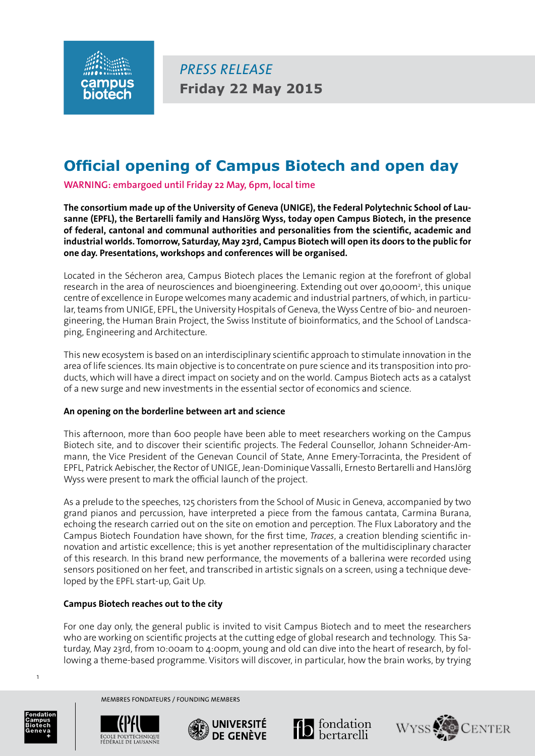*PRESS RELEASE*
**Friday 22 May 2015**

# Official opening of Campus Biotech and open day

**WARNING: embargoed until Friday 22 May, 6pm, local time**

**The consortium made up of the University of Geneva (UNIGE), the Federal Polytechnic School of Lausanne (EPFL), the Bertarelli family and HansJörg Wyss, today open Campus Biotech, in the presence of federal, cantonal and communal authorities and personalities from the scientific, academic and industrial worlds. Tomorrow, Saturday, May 23rd, Campus Biotech will open its doors to the public for one day. Presentations, workshops and conferences will be organised.**

Located in the Sécheron area, Campus Biotech places the Lemanic region at the forefront of global research in the area of neurosciences and bioengineering. Extending out over 40,000m², this unique centre of excellence in Europe welcomes many academic and industrial partners, of which, in particular, teams from UNIGE, EPFL, the University Hospitals of Geneva, the Wyss Centre of bio- and neuroengineering, the Human Brain Project, the Swiss Institute of bioinformatics, and the School of Landscaping, Engineering and Architecture.

This new ecosystem is based on an interdisciplinary scientific approach to stimulate innovation in the area of life sciences. Its main objective is to concentrate on pure science and its transposition into products, which will have a direct impact on society and on the world. Campus Biotech acts as a catalyst of a new surge and new investments in the essential sector of economics and science.

**An opening on the borderline between art and science**

This afternoon, more than 600 people have been able to meet researchers working on the Campus Biotech site, and to discover their scientific projects. The Federal Counsellor, Johann Schneider-Ammann, the Vice President of the Genevan Council of State, Anne Emery-Torracinta, the President of EPFL, Patrick Aebischer, the Rector of UNIGE, Jean-Dominique Vassalli, Ernesto Bertarelli and HansJörg Wyss were present to mark the official launch of the project.

As a prelude to the speeches, 125 choristers from the School of Music in Geneva, accompanied by two grand pianos and percussion, have interpreted a piece from the famous cantata, Carmina Burana, echoing the research carried out on the site on emotion and perception. The Flux Laboratory and the Campus Biotech Foundation have shown, for the first time, *Traces*, a creation blending scientific innovation and artistic excellence; this is yet another representation of the multidisciplinary character of this research. In this brand new performance, the movements of a ballerina were recorded using sensors positioned on her feet, and transcribed in artistic signals on a screen, using a technique developed by the EPFL start-up, Gait Up.

**Campus Biotech reaches out to the city**

For one day only, the general public is invited to visit Campus Biotech and to meet the researchers who are working on scientific projects at the cutting edge of global research and technology. This Saturday, May 23rd, from 10:00am to 4:00pm, young and old can dive into the heart of research, by following a theme-based programme. Visitors will discover, in particular, how the brain works, by trying

MEMBRES FONDATEURS / FOUNDING MEMBERS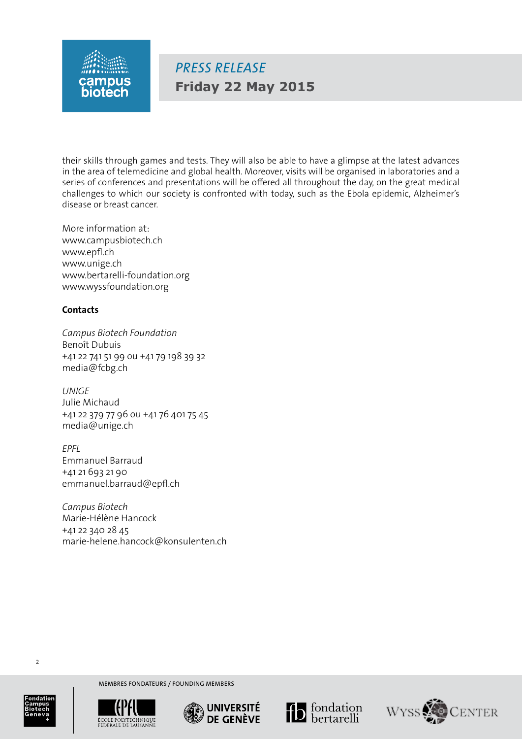their skills through games and tests. They will also be able to have a glimpse at the latest advances in the area of telemedicine and global health. Moreover, visits will be organised in laboratories and a series of conferences and presentations will be offered all throughout the day, on the great medical challenges to which our society is confronted with today, such as the Ebola epidemic, Alzheimer's disease or breast cancer.

More information at:
www.campusbiotech.ch
www.epfl.ch
www.unige.ch
www.bertarelli-foundation.org
www.wyssfoundation.org

**Contacts**

*Campus Biotech Foundation*
Benoît Dubuis
+41 22 741 51 99 ou +41 79 198 39 32
media@fcbg.ch

*UNIGE*
Julie Michaud
+41 22 379 77 96 ou +41 76 401 75 45
media@unige.ch

*EPFL*
Emmanuel Barraud
+41 21 693 21 90
emmanuel.barraud@epfl.ch

*Campus Biotech*
Marie-Hélène Hancock
+41 22 340 28 45
marie-helene.hancock@konsulenten.ch

MEMBRES FONDATEURS / FOUNDING MEMBERS